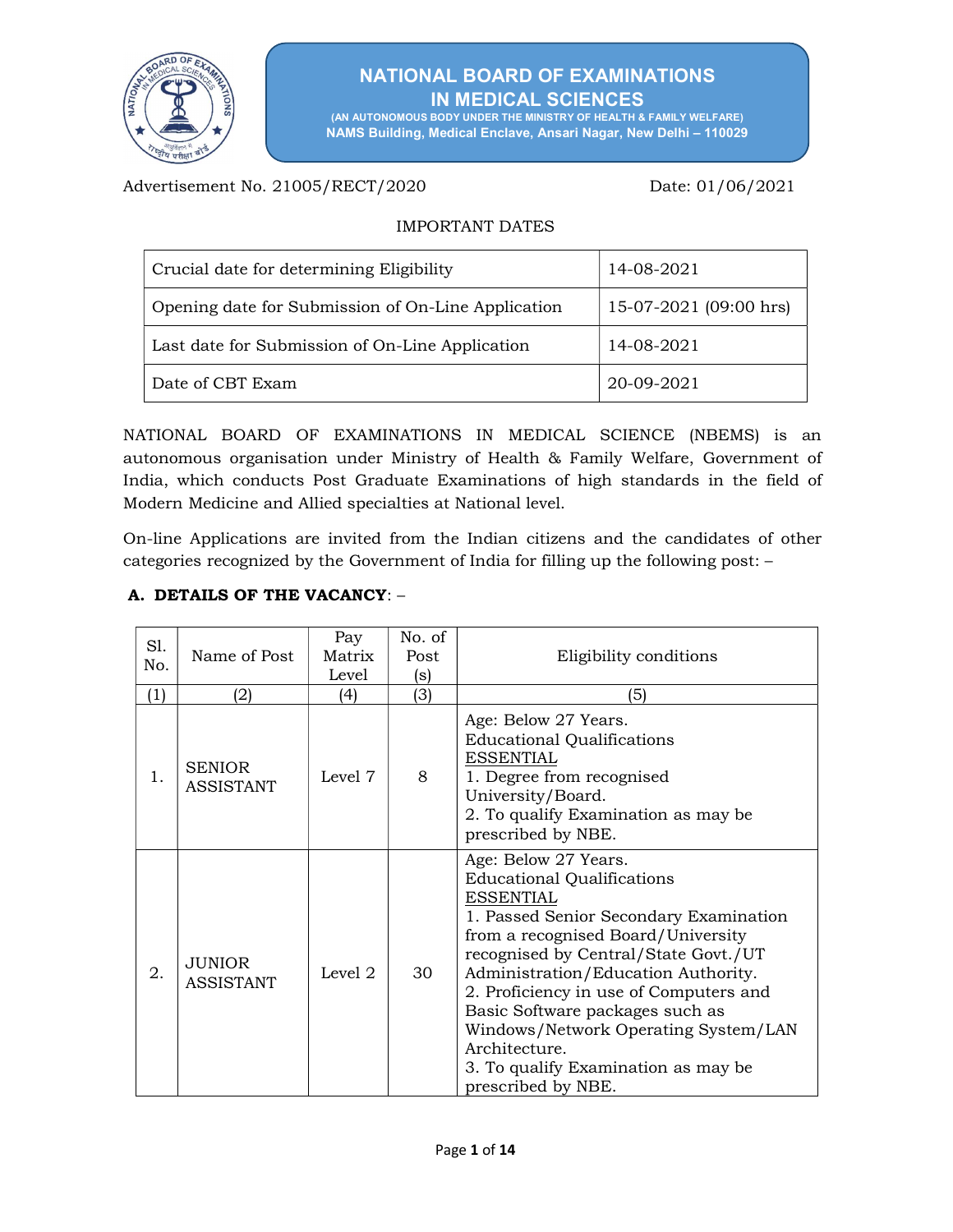# NATIONAL BOARD OF EXAMINATIONS IN MEDICAL SCIENCES

(AN AUTONOMOUS BODY UNDER THE MINISTRY OF HEALTH & FAMILY WELFARE)

NAMS Building, Medical Enclave, Ansari Nagar, New Delhi – 110029

Advertisement No. 21005/RECT/2020 Date: 01/06/2021

IMPORTANT DATES

| | |
|---|---|
| Crucial date for determining Eligibility | 14-08-2021 |
| Opening date for Submission of On-Line Application | 15-07-2021 (09:00 hrs) |
| Last date for Submission of On-Line Application | 14-08-2021 |
| Date of CBT Exam | 20-09-2021 |

NATIONAL BOARD OF EXAMINATIONS IN MEDICAL SCIENCE (NBEMS) is an autonomous organisation under Ministry of Health & Family Welfare, Government of India, which conducts Post Graduate Examinations of high standards in the field of Modern Medicine and Allied specialties at National level.

On-line Applications are invited from the Indian citizens and the candidates of other categories recognized by the Government of India for filling up the following post: –

**A. DETAILS OF THE VACANCY**: –

| Sl. No. | Name of Post | Pay Matrix Level | No. of Post (s) | Eligibility conditions |
|---|---|---|---|---|
| (1) | (2) | (4) | (3) | (5) |
| 1. | SENIOR ASSISTANT | Level 7 | 8 | Age: Below 27 Years.<br>Educational Qualifications<br>ESSENTIAL<br>1. Degree from recognised University/Board.<br>2. To qualify Examination as may be prescribed by NBE. |
| 2. | JUNIOR ASSISTANT | Level 2 | 30 | Age: Below 27 Years.<br>Educational Qualifications<br>ESSENTIAL<br>1. Passed Senior Secondary Examination from a recognised Board/University recognised by Central/State Govt./UT Administration/Education Authority.<br>2. Proficiency in use of Computers and Basic Software packages such as Windows/Network Operating System/LAN Architecture.<br>3. To qualify Examination as may be prescribed by NBE. |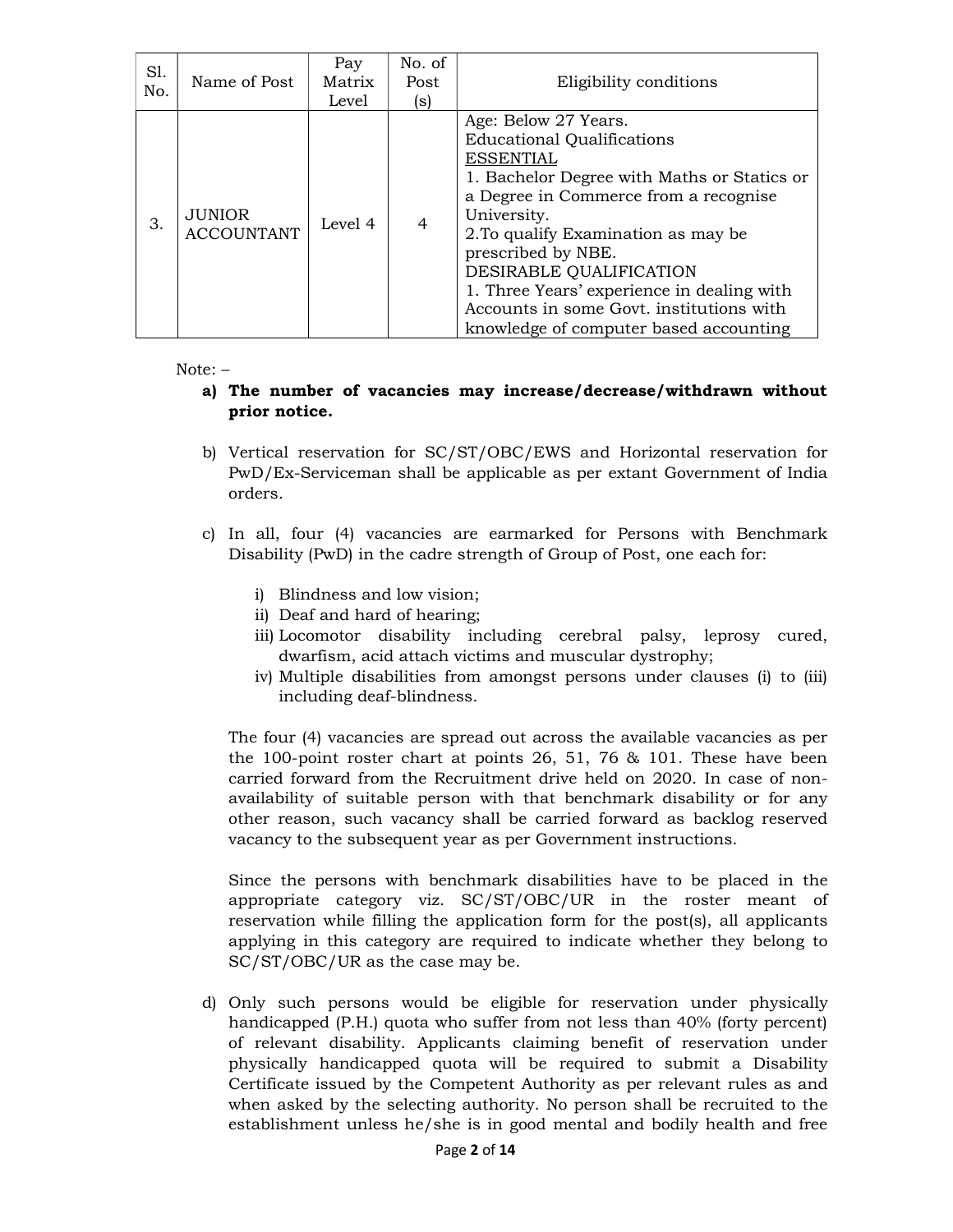| Sl. No. | Name of Post | Pay Matrix Level | No. of Post (s) | Eligibility conditions |
|---|---|---|---|---|
| 3. | JUNIOR ACCOUNTANT | Level 4 | 4 | Age: Below 27 Years.<br>Educational Qualifications<br>ESSENTIAL<br>1. Bachelor Degree with Maths or Statics or a Degree in Commerce from a recognise University.<br>2.To qualify Examination as may be prescribed by NBE.<br>DESIRABLE QUALIFICATION<br>1. Three Years' experience in dealing with Accounts in some Govt. institutions with knowledge of computer based accounting |

Note: –

a) **The number of vacancies may increase/decrease/withdrawn without prior notice.**

b) Vertical reservation for SC/ST/OBC/EWS and Horizontal reservation for PwD/Ex-Serviceman shall be applicable as per extant Government of India orders.

c) In all, four (4) vacancies are earmarked for Persons with Benchmark Disability (PwD) in the cadre strength of Group of Post, one each for:

   i) Blindness and low vision;
   ii) Deaf and hard of hearing;
   iii) Locomotor disability including cerebral palsy, leprosy cured, dwarfism, acid attach victims and muscular dystrophy;
   iv) Multiple disabilities from amongst persons under clauses (i) to (iii) including deaf-blindness.

   The four (4) vacancies are spread out across the available vacancies as per the 100-point roster chart at points 26, 51, 76 & 101. These have been carried forward from the Recruitment drive held on 2020. In case of non-availability of suitable person with that benchmark disability or for any other reason, such vacancy shall be carried forward as backlog reserved vacancy to the subsequent year as per Government instructions.

   Since the persons with benchmark disabilities have to be placed in the appropriate category viz. SC/ST/OBC/UR in the roster meant of reservation while filling the application form for the post(s), all applicants applying in this category are required to indicate whether they belong to SC/ST/OBC/UR as the case may be.

d) Only such persons would be eligible for reservation under physically handicapped (P.H.) quota who suffer from not less than 40% (forty percent) of relevant disability. Applicants claiming benefit of reservation under physically handicapped quota will be required to submit a Disability Certificate issued by the Competent Authority as per relevant rules as and when asked by the selecting authority. No person shall be recruited to the establishment unless he/she is in good mental and bodily health and free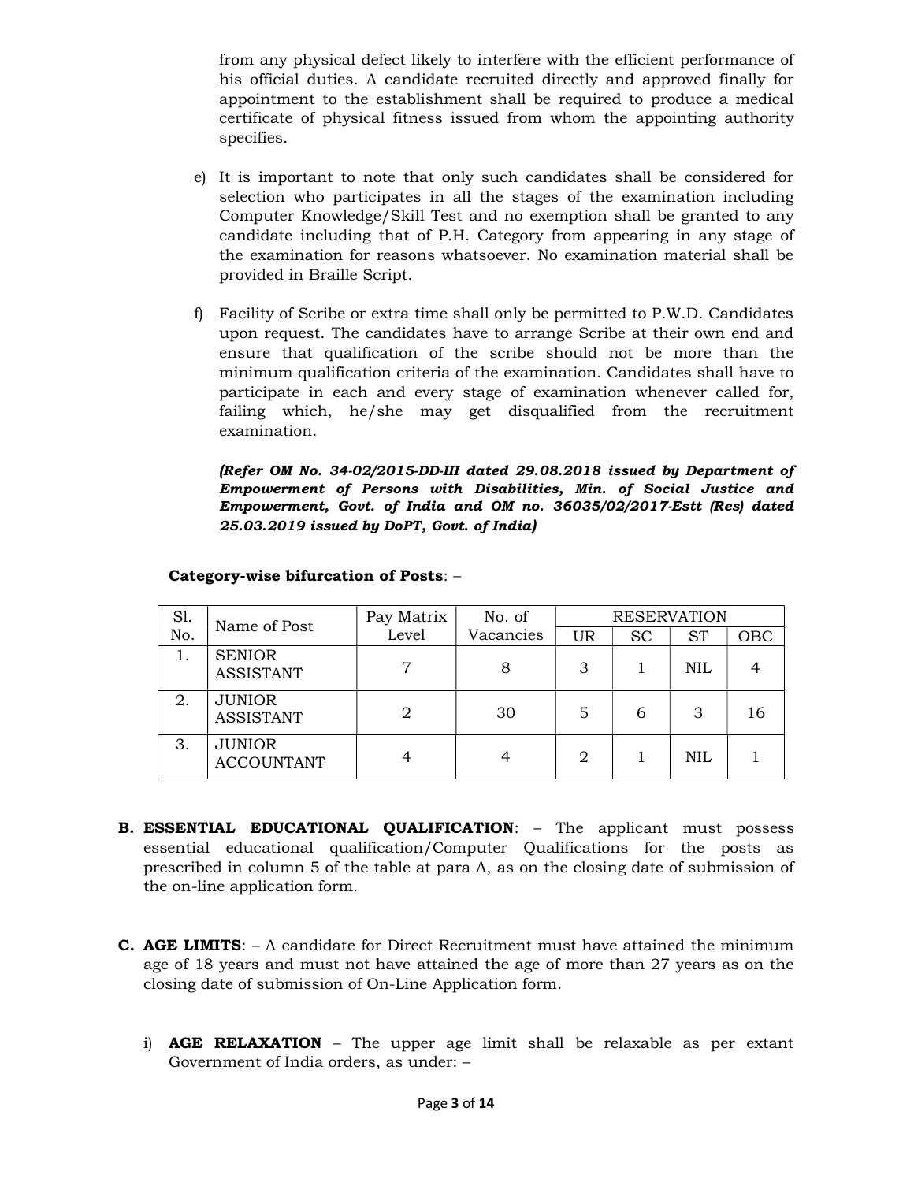from any physical defect likely to interfere with the efficient performance of his official duties. A candidate recruited directly and approved finally for appointment to the establishment shall be required to produce a medical certificate of physical fitness issued from whom the appointing authority specifies.

e) It is important to note that only such candidates shall be considered for selection who participates in all the stages of the examination including Computer Knowledge/Skill Test and no exemption shall be granted to any candidate including that of P.H. Category from appearing in any stage of the examination for reasons whatsoever. No examination material shall be provided in Braille Script.

f) Facility of Scribe or extra time shall only be permitted to P.W.D. Candidates upon request. The candidates have to arrange Scribe at their own end and ensure that qualification of the scribe should not be more than the minimum qualification criteria of the examination. Candidates shall have to participate in each and every stage of examination whenever called for, failing which, he/she may get disqualified from the recruitment examination.

***(Refer OM No. 34-02/2015-DD-III dated 29.08.2018 issued by Department of Empowerment of Persons with Disabilities, Min. of Social Justice and Empowerment, Govt. of India and OM no. 36035/02/2017-Estt (Res) dated 25.03.2019 issued by DoPT, Govt. of India)***

**Category-wise bifurcation of Posts**: –

| Sl. No. | Name of Post | Pay Matrix Level | No. of Vacancies | RESERVATION | | | |
|---|---|---|---|---|---|---|---|
| | | | | UR | SC | ST | OBC |
| 1. | SENIOR ASSISTANT | 7 | 8 | 3 | 1 | NIL | 4 |
| 2. | JUNIOR ASSISTANT | 2 | 30 | 5 | 6 | 3 | 16 |
| 3. | JUNIOR ACCOUNTANT | 4 | 4 | 2 | 1 | NIL | 1 |

**B. ESSENTIAL EDUCATIONAL QUALIFICATION**: – The applicant must possess essential educational qualification/Computer Qualifications for the posts as prescribed in column 5 of the table at para A, as on the closing date of submission of the on-line application form.

**C. AGE LIMITS**: – A candidate for Direct Recruitment must have attained the minimum age of 18 years and must not have attained the age of more than 27 years as on the closing date of submission of On-Line Application form.

i) **AGE RELAXATION** – The upper age limit shall be relaxable as per extant Government of India orders, as under: –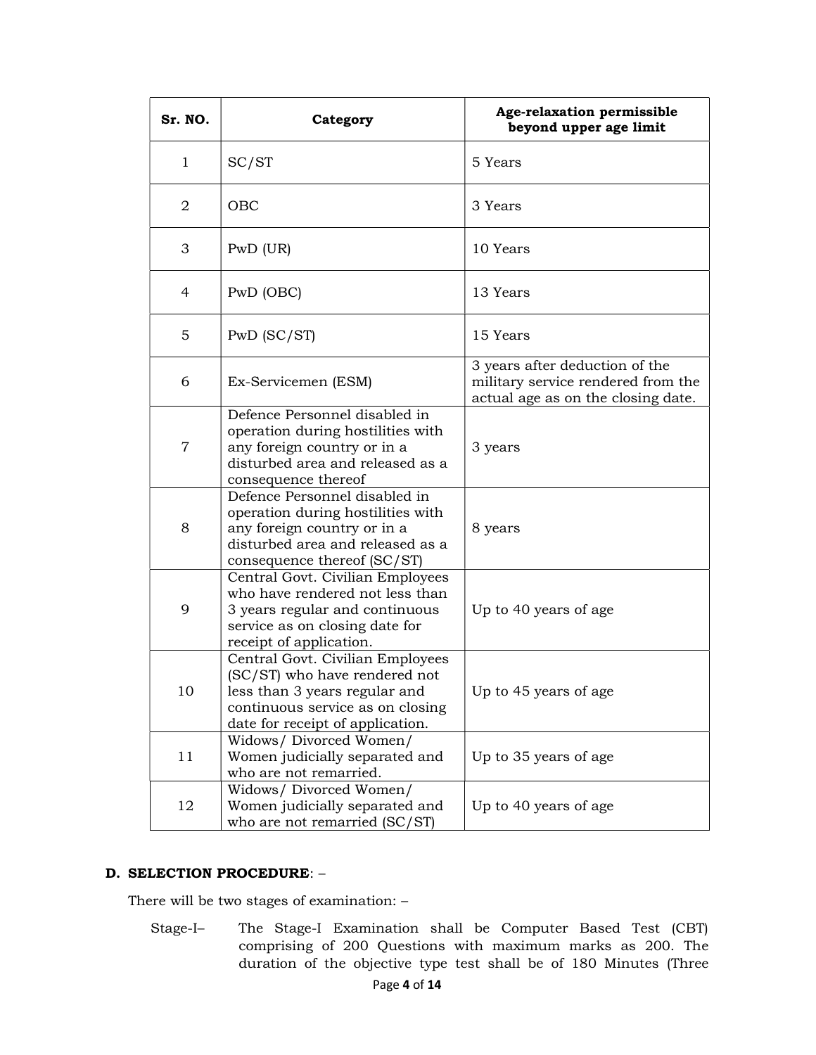| Sr. NO. | Category | Age-relaxation permissible beyond upper age limit |
|---|---|---|
| 1 | SC/ST | 5 Years |
| 2 | OBC | 3 Years |
| 3 | PwD (UR) | 10 Years |
| 4 | PwD (OBC) | 13 Years |
| 5 | PwD (SC/ST) | 15 Years |
| 6 | Ex-Servicemen (ESM) | 3 years after deduction of the military service rendered from the actual age as on the closing date. |
| 7 | Defence Personnel disabled in operation during hostilities with any foreign country or in a disturbed area and released as a consequence thereof | 3 years |
| 8 | Defence Personnel disabled in operation during hostilities with any foreign country or in a disturbed area and released as a consequence thereof (SC/ST) | 8 years |
| 9 | Central Govt. Civilian Employees who have rendered not less than 3 years regular and continuous service as on closing date for receipt of application. | Up to 40 years of age |
| 10 | Central Govt. Civilian Employees (SC/ST) who have rendered not less than 3 years regular and continuous service as on closing date for receipt of application. | Up to 45 years of age |
| 11 | Widows/ Divorced Women/ Women judicially separated and who are not remarried. | Up to 35 years of age |
| 12 | Widows/ Divorced Women/ Women judicially separated and who are not remarried (SC/ST) | Up to 40 years of age |

**D. SELECTION PROCEDURE**: –

There will be two stages of examination: –

Stage-I– The Stage-I Examination shall be Computer Based Test (CBT) comprising of 200 Questions with maximum marks as 200. The duration of the objective type test shall be of 180 Minutes (Three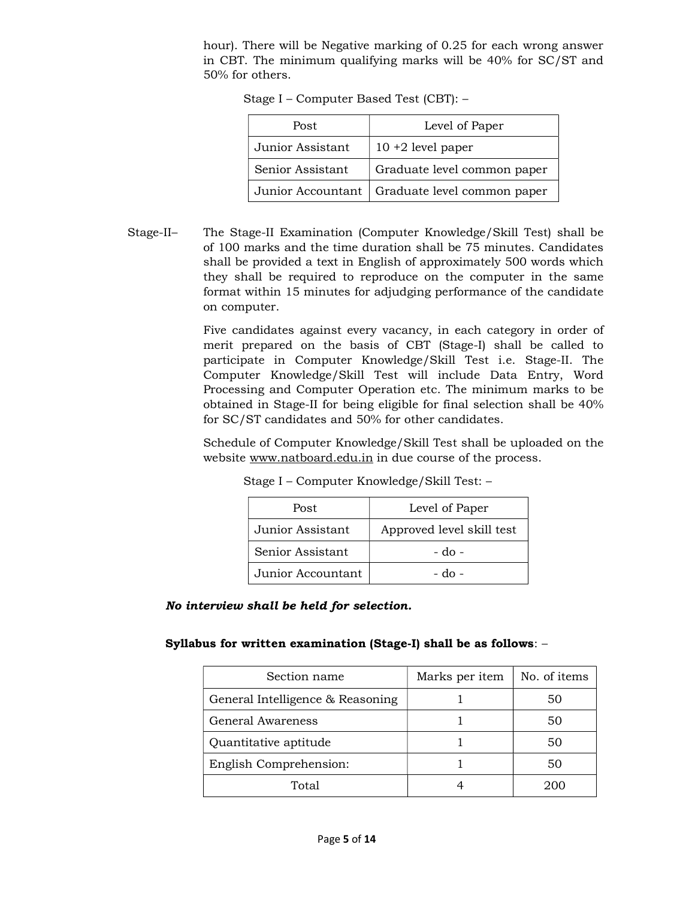hour). There will be Negative marking of 0.25 for each wrong answer in CBT. The minimum qualifying marks will be 40% for SC/ST and 50% for others.

Stage I – Computer Based Test (CBT): –

| Post | Level of Paper |
|---|---|
| Junior Assistant | 10 +2 level paper |
| Senior Assistant | Graduate level common paper |
| Junior Accountant | Graduate level common paper |

Stage-II– The Stage-II Examination (Computer Knowledge/Skill Test) shall be of 100 marks and the time duration shall be 75 minutes. Candidates shall be provided a text in English of approximately 500 words which they shall be required to reproduce on the computer in the same format within 15 minutes for adjudging performance of the candidate on computer.

Five candidates against every vacancy, in each category in order of merit prepared on the basis of CBT (Stage-I) shall be called to participate in Computer Knowledge/Skill Test i.e. Stage-II. The Computer Knowledge/Skill Test will include Data Entry, Word Processing and Computer Operation etc. The minimum marks to be obtained in Stage-II for being eligible for final selection shall be 40% for SC/ST candidates and 50% for other candidates.

Schedule of Computer Knowledge/Skill Test shall be uploaded on the website www.natboard.edu.in in due course of the process.

Stage I – Computer Knowledge/Skill Test: –

| Post | Level of Paper |
|---|---|
| Junior Assistant | Approved level skill test |
| Senior Assistant | - do - |
| Junior Accountant | - do - |

***No interview shall be held for selection.***

**Syllabus for written examination (Stage-I) shall be as follows**: –

| Section name | Marks per item | No. of items |
|---|---|---|
| General Intelligence & Reasoning | 1 | 50 |
| General Awareness | 1 | 50 |
| Quantitative aptitude | 1 | 50 |
| English Comprehension: | 1 | 50 |
| Total | 4 | 200 |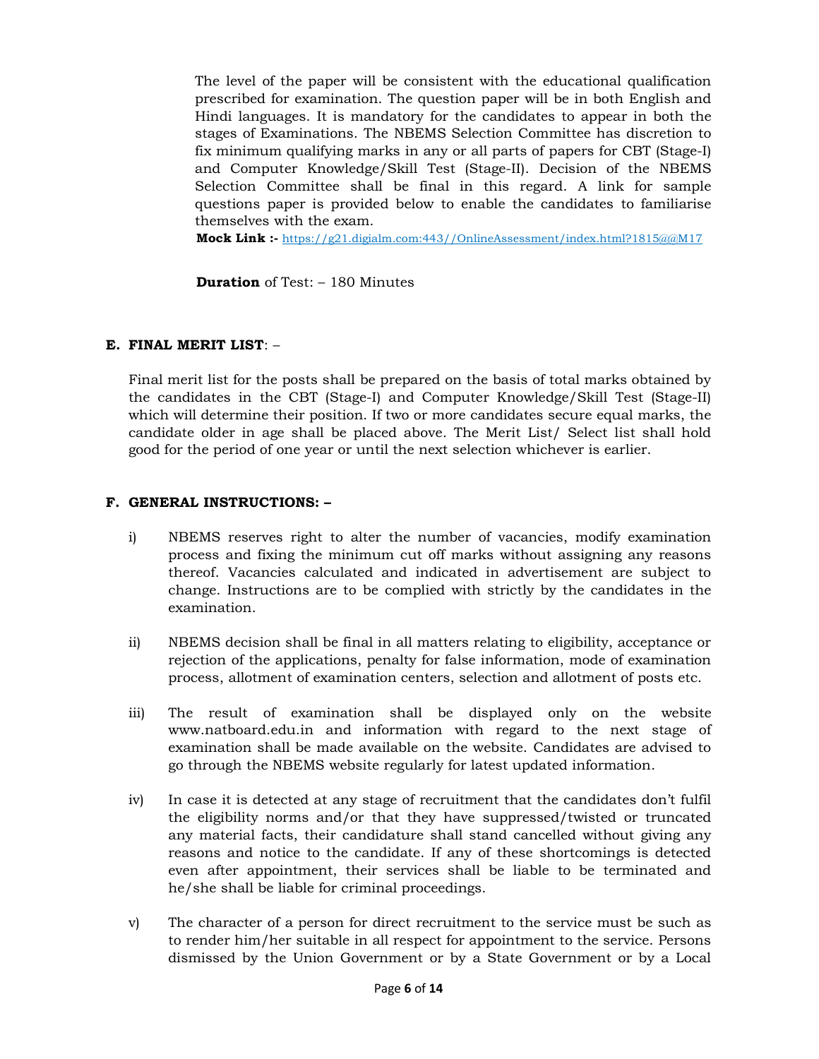The level of the paper will be consistent with the educational qualification prescribed for examination. The question paper will be in both English and Hindi languages. It is mandatory for the candidates to appear in both the stages of Examinations. The NBEMS Selection Committee has discretion to fix minimum qualifying marks in any or all parts of papers for CBT (Stage-I) and Computer Knowledge/Skill Test (Stage-II). Decision of the NBEMS Selection Committee shall be final in this regard. A link for sample questions paper is provided below to enable the candidates to familiarise themselves with the exam.

**Mock Link :-** https://g21.digialm.com:443//OnlineAssessment/index.html?1815@@M17

**Duration** of Test: – 180 Minutes

## E. FINAL MERIT LIST: –

Final merit list for the posts shall be prepared on the basis of total marks obtained by the candidates in the CBT (Stage-I) and Computer Knowledge/Skill Test (Stage-II) which will determine their position. If two or more candidates secure equal marks, the candidate older in age shall be placed above. The Merit List/ Select list shall hold good for the period of one year or until the next selection whichever is earlier.

## F. GENERAL INSTRUCTIONS: –

i) NBEMS reserves right to alter the number of vacancies, modify examination process and fixing the minimum cut off marks without assigning any reasons thereof. Vacancies calculated and indicated in advertisement are subject to change. Instructions are to be complied with strictly by the candidates in the examination.

ii) NBEMS decision shall be final in all matters relating to eligibility, acceptance or rejection of the applications, penalty for false information, mode of examination process, allotment of examination centers, selection and allotment of posts etc.

iii) The result of examination shall be displayed only on the website www.natboard.edu.in and information with regard to the next stage of examination shall be made available on the website. Candidates are advised to go through the NBEMS website regularly for latest updated information.

iv) In case it is detected at any stage of recruitment that the candidates don't fulfil the eligibility norms and/or that they have suppressed/twisted or truncated any material facts, their candidature shall stand cancelled without giving any reasons and notice to the candidate. If any of these shortcomings is detected even after appointment, their services shall be liable to be terminated and he/she shall be liable for criminal proceedings.

v) The character of a person for direct recruitment to the service must be such as to render him/her suitable in all respect for appointment to the service. Persons dismissed by the Union Government or by a State Government or by a Local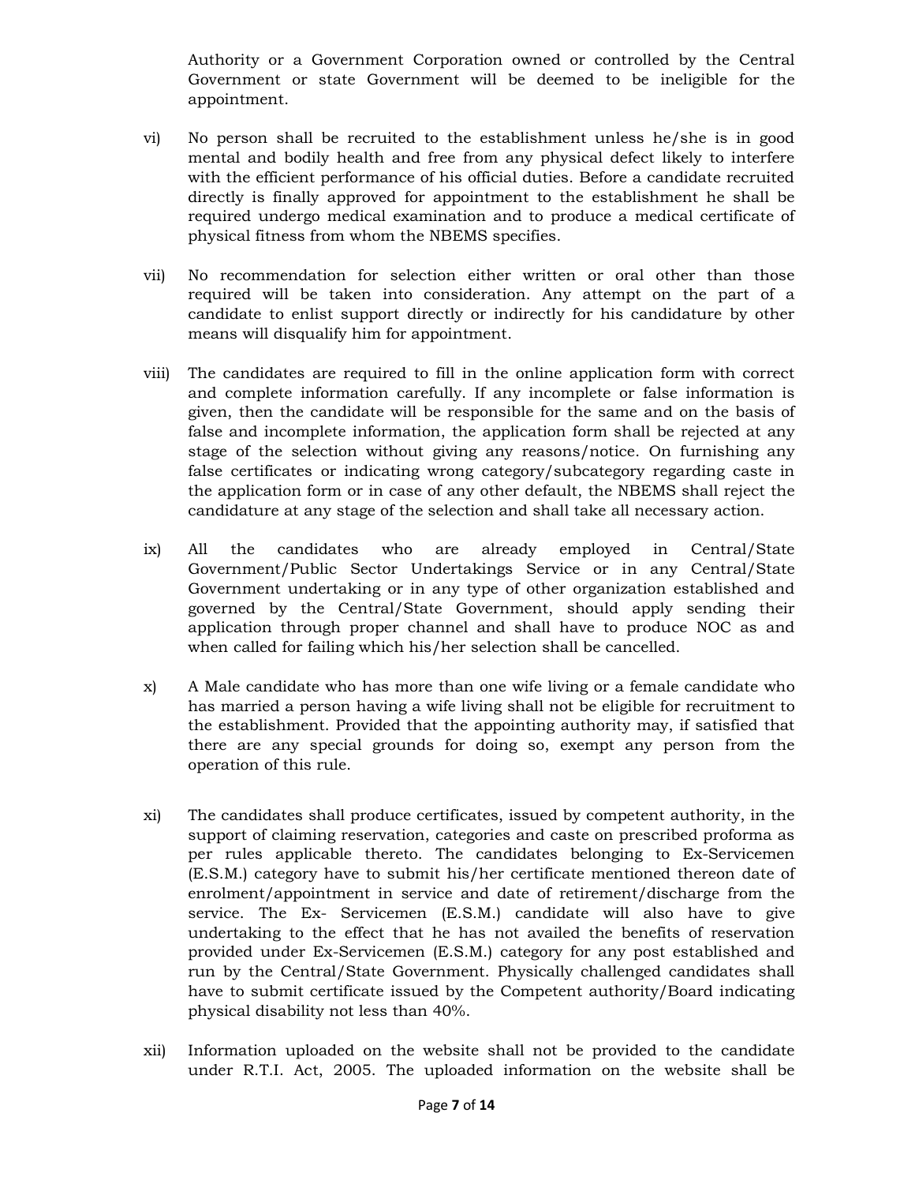Authority or a Government Corporation owned or controlled by the Central Government or state Government will be deemed to be ineligible for the appointment.

vi) No person shall be recruited to the establishment unless he/she is in good mental and bodily health and free from any physical defect likely to interfere with the efficient performance of his official duties. Before a candidate recruited directly is finally approved for appointment to the establishment he shall be required undergo medical examination and to produce a medical certificate of physical fitness from whom the NBEMS specifies.

vii) No recommendation for selection either written or oral other than those required will be taken into consideration. Any attempt on the part of a candidate to enlist support directly or indirectly for his candidature by other means will disqualify him for appointment.

viii) The candidates are required to fill in the online application form with correct and complete information carefully. If any incomplete or false information is given, then the candidate will be responsible for the same and on the basis of false and incomplete information, the application form shall be rejected at any stage of the selection without giving any reasons/notice. On furnishing any false certificates or indicating wrong category/subcategory regarding caste in the application form or in case of any other default, the NBEMS shall reject the candidature at any stage of the selection and shall take all necessary action.

ix) All the candidates who are already employed in Central/State Government/Public Sector Undertakings Service or in any Central/State Government undertaking or in any type of other organization established and governed by the Central/State Government, should apply sending their application through proper channel and shall have to produce NOC as and when called for failing which his/her selection shall be cancelled.

x) A Male candidate who has more than one wife living or a female candidate who has married a person having a wife living shall not be eligible for recruitment to the establishment. Provided that the appointing authority may, if satisfied that there are any special grounds for doing so, exempt any person from the operation of this rule.

xi) The candidates shall produce certificates, issued by competent authority, in the support of claiming reservation, categories and caste on prescribed proforma as per rules applicable thereto. The candidates belonging to Ex-Servicemen (E.S.M.) category have to submit his/her certificate mentioned thereon date of enrolment/appointment in service and date of retirement/discharge from the service. The Ex- Servicemen (E.S.M.) candidate will also have to give undertaking to the effect that he has not availed the benefits of reservation provided under Ex-Servicemen (E.S.M.) category for any post established and run by the Central/State Government. Physically challenged candidates shall have to submit certificate issued by the Competent authority/Board indicating physical disability not less than 40%.

xii) Information uploaded on the website shall not be provided to the candidate under R.T.I. Act, 2005. The uploaded information on the website shall be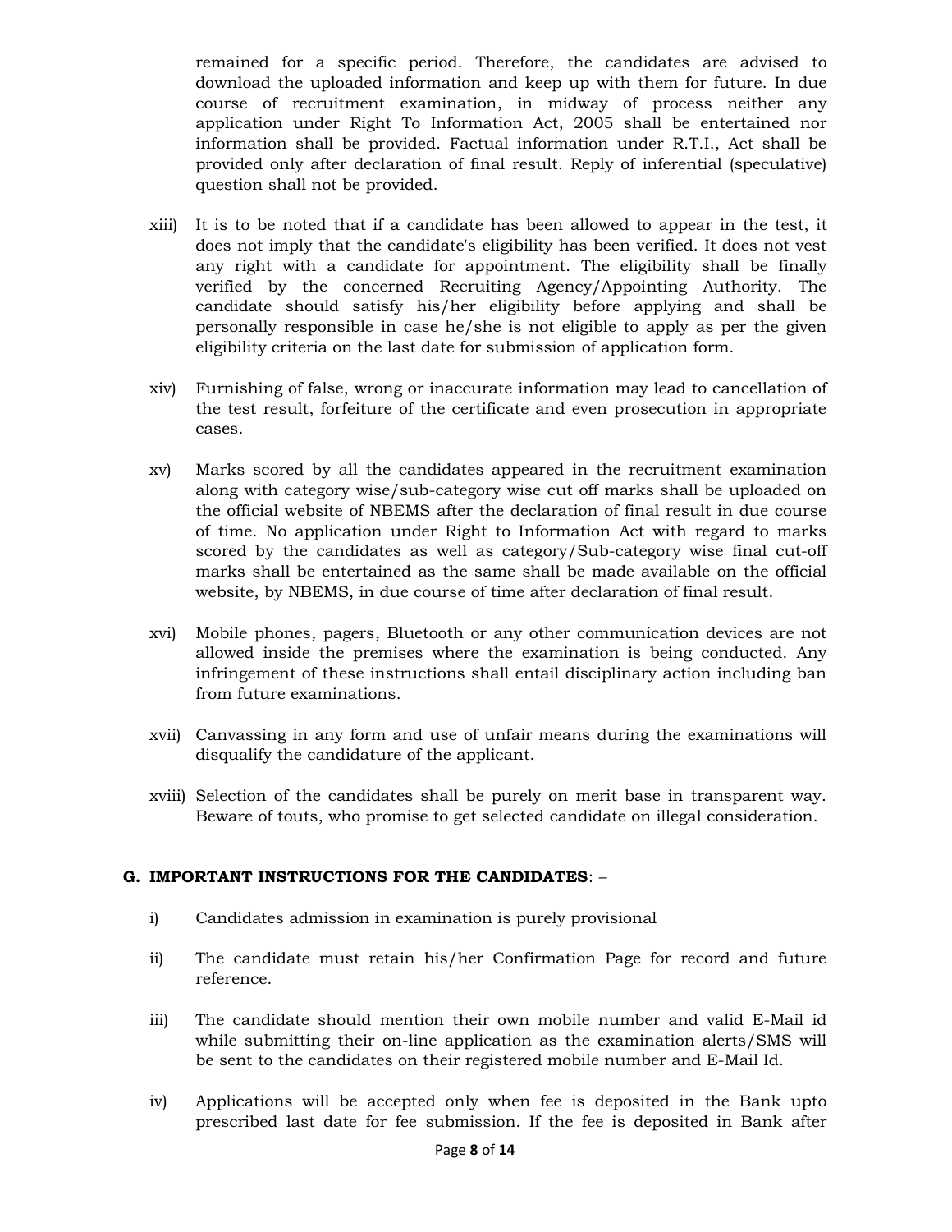remained for a specific period. Therefore, the candidates are advised to download the uploaded information and keep up with them for future. In due course of recruitment examination, in midway of process neither any application under Right To Information Act, 2005 shall be entertained nor information shall be provided. Factual information under R.T.I., Act shall be provided only after declaration of final result. Reply of inferential (speculative) question shall not be provided.

xiii) It is to be noted that if a candidate has been allowed to appear in the test, it does not imply that the candidate's eligibility has been verified. It does not vest any right with a candidate for appointment. The eligibility shall be finally verified by the concerned Recruiting Agency/Appointing Authority. The candidate should satisfy his/her eligibility before applying and shall be personally responsible in case he/she is not eligible to apply as per the given eligibility criteria on the last date for submission of application form.

xiv) Furnishing of false, wrong or inaccurate information may lead to cancellation of the test result, forfeiture of the certificate and even prosecution in appropriate cases.

xv) Marks scored by all the candidates appeared in the recruitment examination along with category wise/sub-category wise cut off marks shall be uploaded on the official website of NBEMS after the declaration of final result in due course of time. No application under Right to Information Act with regard to marks scored by the candidates as well as category/Sub-category wise final cut-off marks shall be entertained as the same shall be made available on the official website, by NBEMS, in due course of time after declaration of final result.

xvi) Mobile phones, pagers, Bluetooth or any other communication devices are not allowed inside the premises where the examination is being conducted. Any infringement of these instructions shall entail disciplinary action including ban from future examinations.

xvii) Canvassing in any form and use of unfair means during the examinations will disqualify the candidature of the applicant.

xviii) Selection of the candidates shall be purely on merit base in transparent way. Beware of touts, who promise to get selected candidate on illegal consideration.

## G. IMPORTANT INSTRUCTIONS FOR THE CANDIDATES: –

i) Candidates admission in examination is purely provisional

ii) The candidate must retain his/her Confirmation Page for record and future reference.

iii) The candidate should mention their own mobile number and valid E-Mail id while submitting their on-line application as the examination alerts/SMS will be sent to the candidates on their registered mobile number and E-Mail Id.

iv) Applications will be accepted only when fee is deposited in the Bank upto prescribed last date for fee submission. If the fee is deposited in Bank after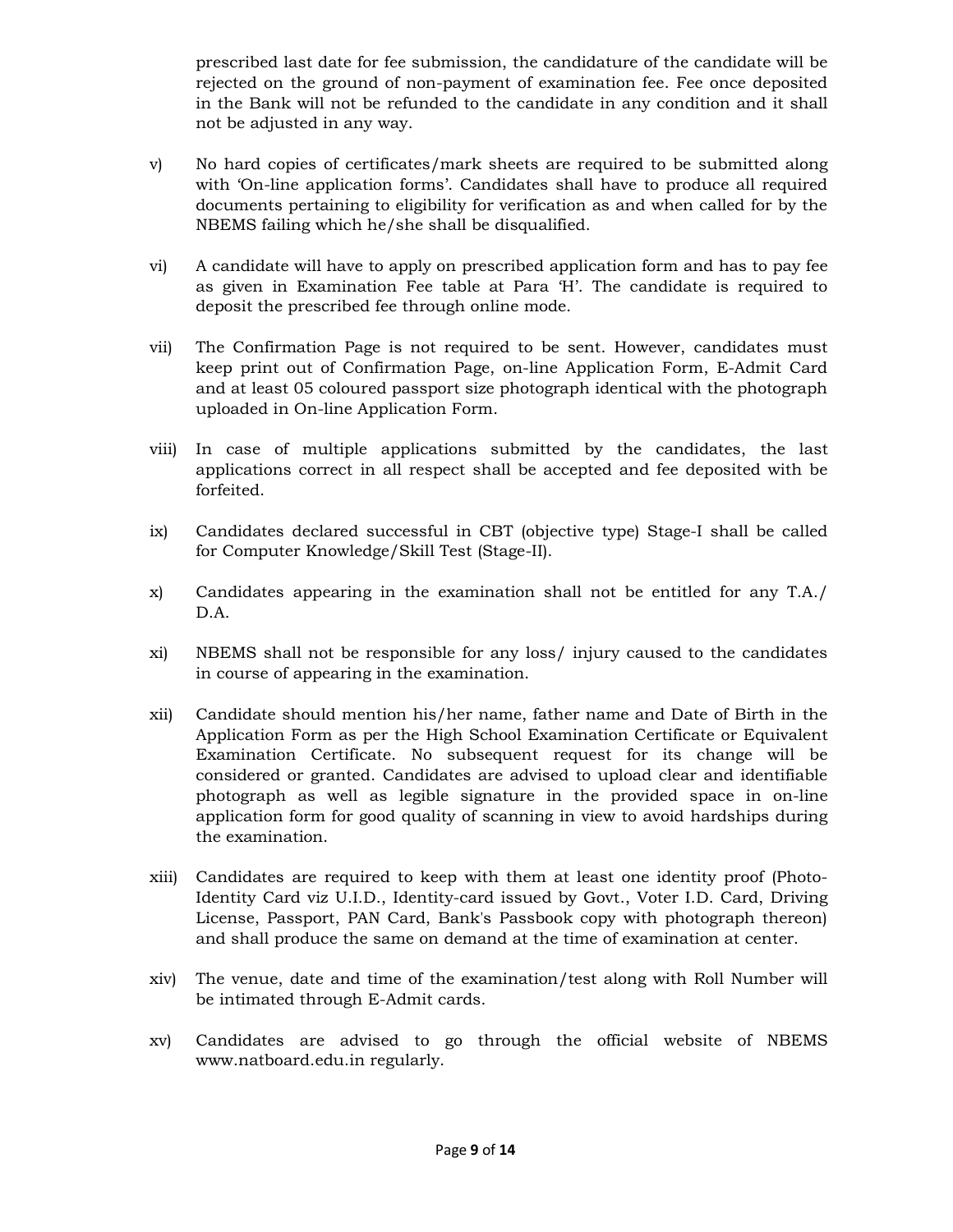prescribed last date for fee submission, the candidature of the candidate will be rejected on the ground of non-payment of examination fee. Fee once deposited in the Bank will not be refunded to the candidate in any condition and it shall not be adjusted in any way.

v) No hard copies of certificates/mark sheets are required to be submitted along with 'On-line application forms'. Candidates shall have to produce all required documents pertaining to eligibility for verification as and when called for by the NBEMS failing which he/she shall be disqualified.

vi) A candidate will have to apply on prescribed application form and has to pay fee as given in Examination Fee table at Para 'H'. The candidate is required to deposit the prescribed fee through online mode.

vii) The Confirmation Page is not required to be sent. However, candidates must keep print out of Confirmation Page, on-line Application Form, E-Admit Card and at least 05 coloured passport size photograph identical with the photograph uploaded in On-line Application Form.

viii) In case of multiple applications submitted by the candidates, the last applications correct in all respect shall be accepted and fee deposited with be forfeited.

ix) Candidates declared successful in CBT (objective type) Stage-I shall be called for Computer Knowledge/Skill Test (Stage-II).

x) Candidates appearing in the examination shall not be entitled for any T.A./ D.A.

xi) NBEMS shall not be responsible for any loss/ injury caused to the candidates in course of appearing in the examination.

xii) Candidate should mention his/her name, father name and Date of Birth in the Application Form as per the High School Examination Certificate or Equivalent Examination Certificate. No subsequent request for its change will be considered or granted. Candidates are advised to upload clear and identifiable photograph as well as legible signature in the provided space in on-line application form for good quality of scanning in view to avoid hardships during the examination.

xiii) Candidates are required to keep with them at least one identity proof (Photo-Identity Card viz U.I.D., Identity-card issued by Govt., Voter I.D. Card, Driving License, Passport, PAN Card, Bank's Passbook copy with photograph thereon) and shall produce the same on demand at the time of examination at center.

xiv) The venue, date and time of the examination/test along with Roll Number will be intimated through E-Admit cards.

xv) Candidates are advised to go through the official website of NBEMS www.natboard.edu.in regularly.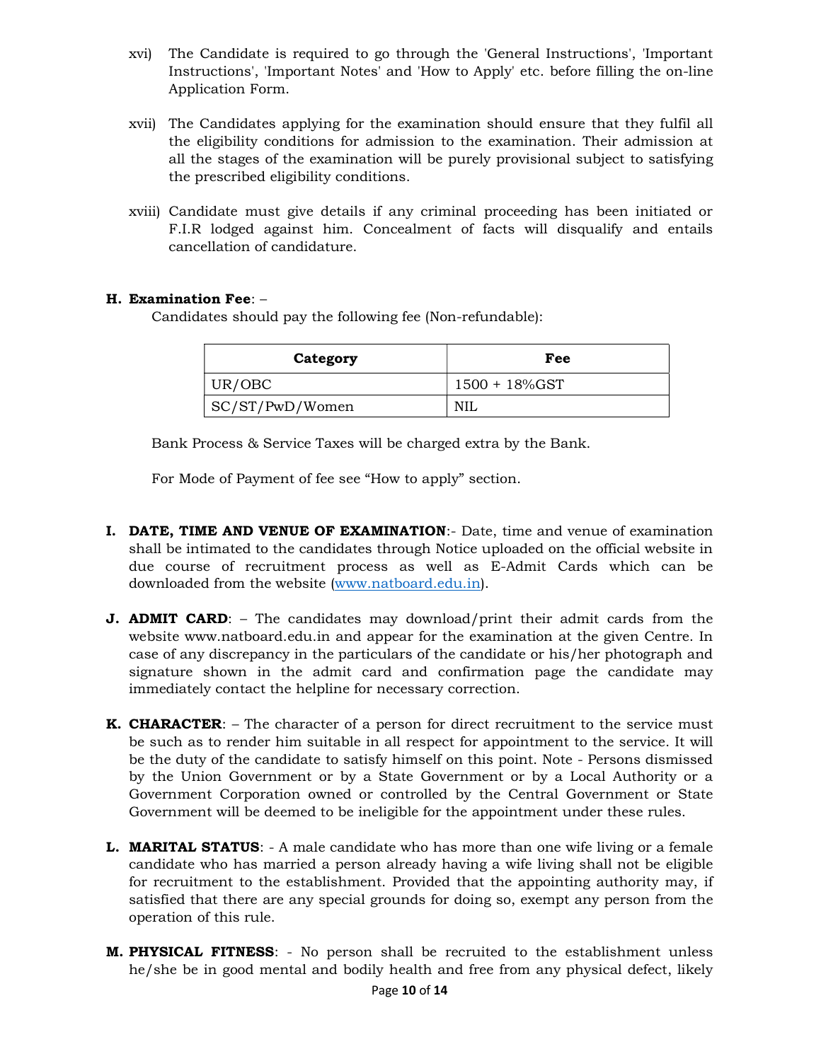xvi) The Candidate is required to go through the 'General Instructions', 'Important Instructions', 'Important Notes' and 'How to Apply' etc. before filling the on-line Application Form.

xvii) The Candidates applying for the examination should ensure that they fulfil all the eligibility conditions for admission to the examination. Their admission at all the stages of the examination will be purely provisional subject to satisfying the prescribed eligibility conditions.

xviii) Candidate must give details if any criminal proceeding has been initiated or F.I.R lodged against him. Concealment of facts will disqualify and entails cancellation of candidature.

**H. Examination Fee**: –

Candidates should pay the following fee (Non-refundable):

| Category | Fee |
|---|---|
| UR/OBC | 1500 + 18%GST |
| SC/ST/PwD/Women | NIL |

Bank Process & Service Taxes will be charged extra by the Bank.

For Mode of Payment of fee see "How to apply" section.

**I. DATE, TIME AND VENUE OF EXAMINATION**:- Date, time and venue of examination shall be intimated to the candidates through Notice uploaded on the official website in due course of recruitment process as well as E-Admit Cards which can be downloaded from the website (www.natboard.edu.in).

**J. ADMIT CARD**: – The candidates may download/print their admit cards from the website www.natboard.edu.in and appear for the examination at the given Centre. In case of any discrepancy in the particulars of the candidate or his/her photograph and signature shown in the admit card and confirmation page the candidate may immediately contact the helpline for necessary correction.

**K. CHARACTER**: – The character of a person for direct recruitment to the service must be such as to render him suitable in all respect for appointment to the service. It will be the duty of the candidate to satisfy himself on this point. Note - Persons dismissed by the Union Government or by a State Government or by a Local Authority or a Government Corporation owned or controlled by the Central Government or State Government will be deemed to be ineligible for the appointment under these rules.

**L. MARITAL STATUS**: - A male candidate who has more than one wife living or a female candidate who has married a person already having a wife living shall not be eligible for recruitment to the establishment. Provided that the appointing authority may, if satisfied that there are any special grounds for doing so, exempt any person from the operation of this rule.

**M. PHYSICAL FITNESS**: - No person shall be recruited to the establishment unless he/she be in good mental and bodily health and free from any physical defect, likely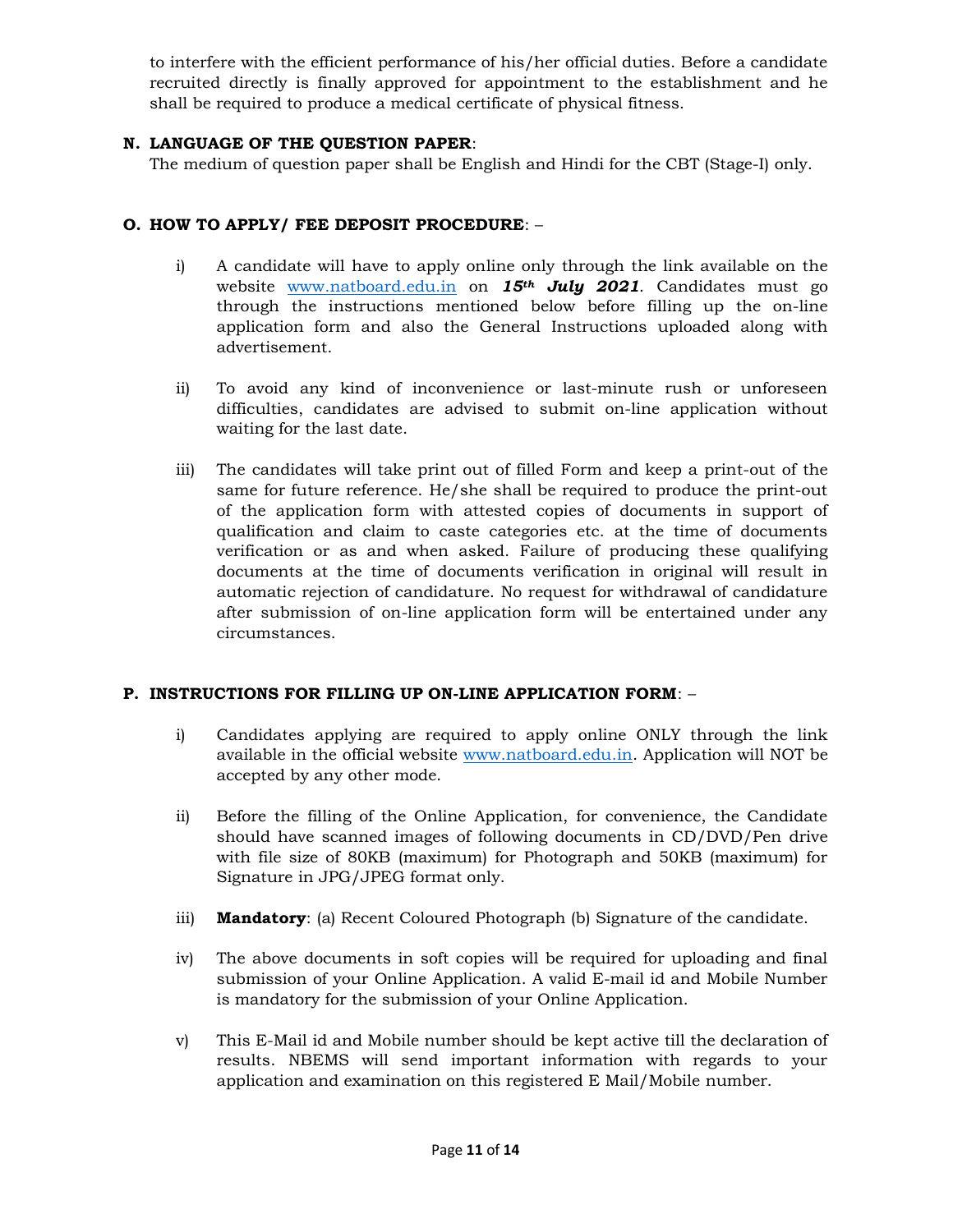to interfere with the efficient performance of his/her official duties. Before a candidate recruited directly is finally approved for appointment to the establishment and he shall be required to produce a medical certificate of physical fitness.

**N. LANGUAGE OF THE QUESTION PAPER**:

The medium of question paper shall be English and Hindi for the CBT (Stage-I) only.

**O. HOW TO APPLY/ FEE DEPOSIT PROCEDURE**: –

i) A candidate will have to apply online only through the link available on the website www.natboard.edu.in on ***15th July 2021***. Candidates must go through the instructions mentioned below before filling up the on-line application form and also the General Instructions uploaded along with advertisement.

ii) To avoid any kind of inconvenience or last-minute rush or unforeseen difficulties, candidates are advised to submit on-line application without waiting for the last date.

iii) The candidates will take print out of filled Form and keep a print-out of the same for future reference. He/she shall be required to produce the print-out of the application form with attested copies of documents in support of qualification and claim to caste categories etc. at the time of documents verification or as and when asked. Failure of producing these qualifying documents at the time of documents verification in original will result in automatic rejection of candidature. No request for withdrawal of candidature after submission of on-line application form will be entertained under any circumstances.

**P. INSTRUCTIONS FOR FILLING UP ON-LINE APPLICATION FORM**: –

i) Candidates applying are required to apply online ONLY through the link available in the official website www.natboard.edu.in. Application will NOT be accepted by any other mode.

ii) Before the filling of the Online Application, for convenience, the Candidate should have scanned images of following documents in CD/DVD/Pen drive with file size of 80KB (maximum) for Photograph and 50KB (maximum) for Signature in JPG/JPEG format only.

iii) **Mandatory**: (a) Recent Coloured Photograph (b) Signature of the candidate.

iv) The above documents in soft copies will be required for uploading and final submission of your Online Application. A valid E-mail id and Mobile Number is mandatory for the submission of your Online Application.

v) This E-Mail id and Mobile number should be kept active till the declaration of results. NBEMS will send important information with regards to your application and examination on this registered E Mail/Mobile number.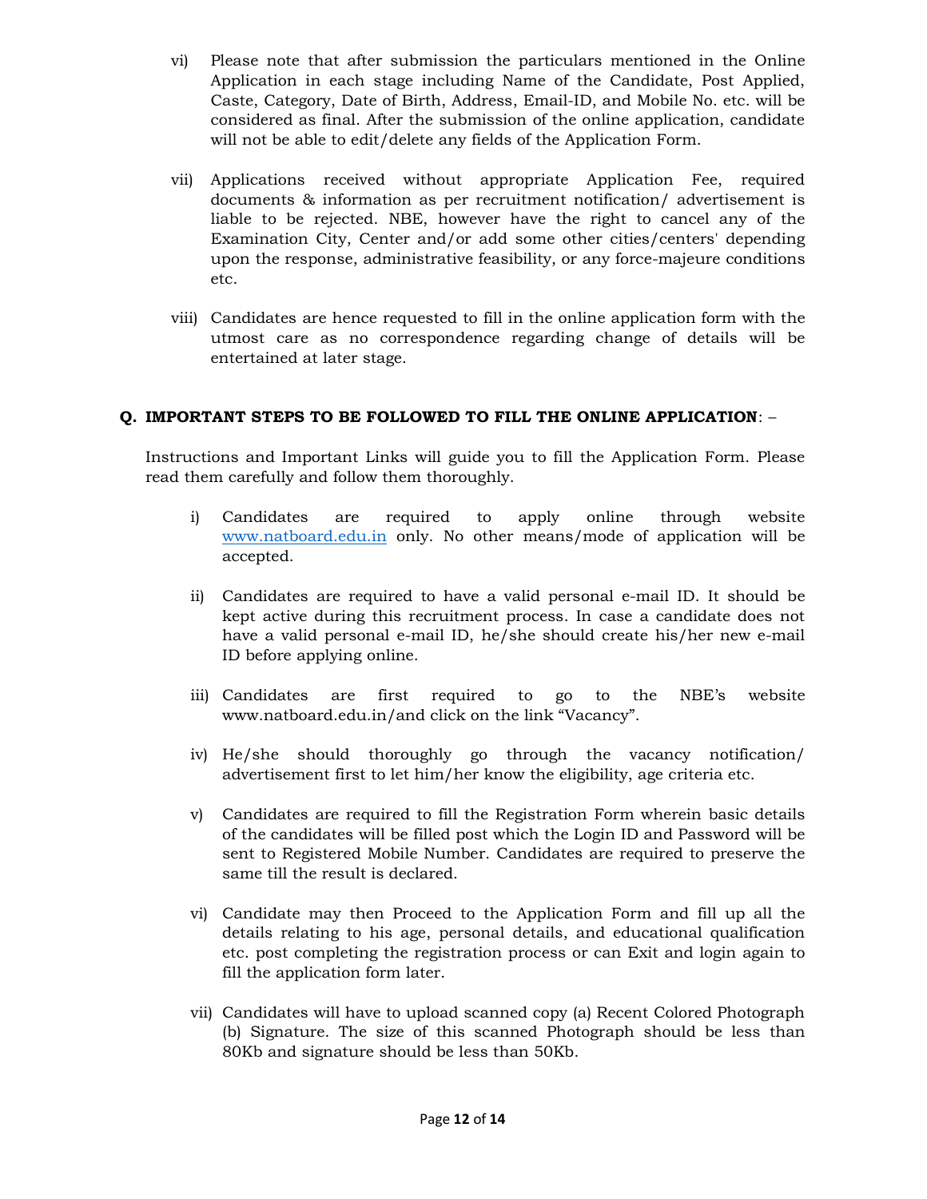vi) Please note that after submission the particulars mentioned in the Online Application in each stage including Name of the Candidate, Post Applied, Caste, Category, Date of Birth, Address, Email-ID, and Mobile No. etc. will be considered as final. After the submission of the online application, candidate will not be able to edit/delete any fields of the Application Form.

vii) Applications received without appropriate Application Fee, required documents & information as per recruitment notification/ advertisement is liable to be rejected. NBE, however have the right to cancel any of the Examination City, Center and/or add some other cities/centers' depending upon the response, administrative feasibility, or any force-majeure conditions etc.

viii) Candidates are hence requested to fill in the online application form with the utmost care as no correspondence regarding change of details will be entertained at later stage.

**Q. IMPORTANT STEPS TO BE FOLLOWED TO FILL THE ONLINE APPLICATION**: –

Instructions and Important Links will guide you to fill the Application Form. Please read them carefully and follow them thoroughly.

i) Candidates are required to apply online through website [www.natboard.edu.in](http://www.natboard.edu.in) only. No other means/mode of application will be accepted.

ii) Candidates are required to have a valid personal e-mail ID. It should be kept active during this recruitment process. In case a candidate does not have a valid personal e-mail ID, he/she should create his/her new e-mail ID before applying online.

iii) Candidates are first required to go to the NBE's website www.natboard.edu.in/and click on the link "Vacancy".

iv) He/she should thoroughly go through the vacancy notification/ advertisement first to let him/her know the eligibility, age criteria etc.

v) Candidates are required to fill the Registration Form wherein basic details of the candidates will be filled post which the Login ID and Password will be sent to Registered Mobile Number. Candidates are required to preserve the same till the result is declared.

vi) Candidate may then Proceed to the Application Form and fill up all the details relating to his age, personal details, and educational qualification etc. post completing the registration process or can Exit and login again to fill the application form later.

vii) Candidates will have to upload scanned copy (a) Recent Colored Photograph (b) Signature. The size of this scanned Photograph should be less than 80Kb and signature should be less than 50Kb.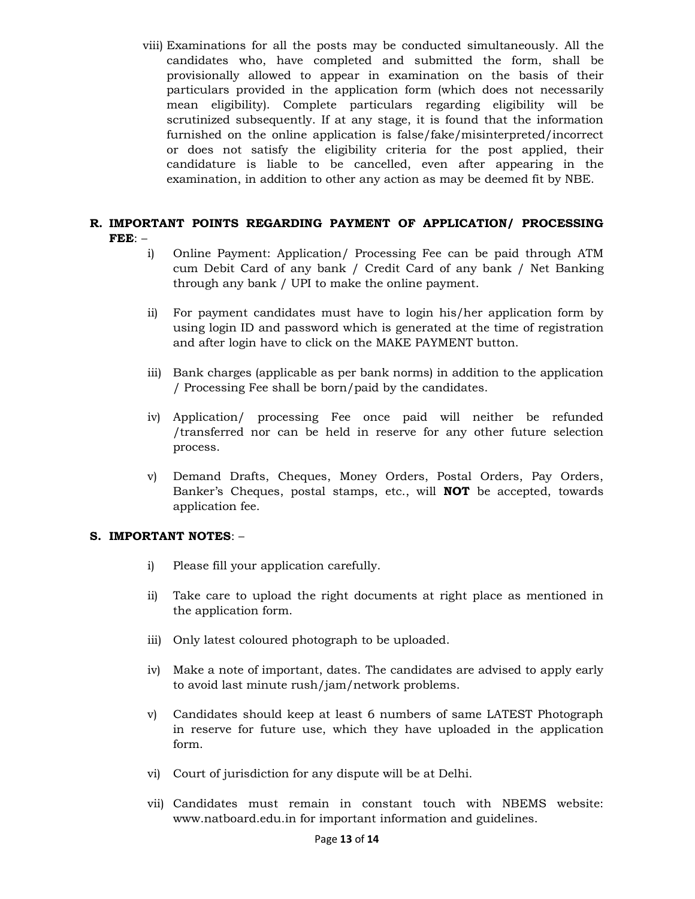viii) Examinations for all the posts may be conducted simultaneously. All the candidates who, have completed and submitted the form, shall be provisionally allowed to appear in examination on the basis of their particulars provided in the application form (which does not necessarily mean eligibility). Complete particulars regarding eligibility will be scrutinized subsequently. If at any stage, it is found that the information furnished on the online application is false/fake/misinterpreted/incorrect or does not satisfy the eligibility criteria for the post applied, their candidature is liable to be cancelled, even after appearing in the examination, in addition to other any action as may be deemed fit by NBE.

**R. IMPORTANT POINTS REGARDING PAYMENT OF APPLICATION/ PROCESSING FEE**: –

i) Online Payment: Application/ Processing Fee can be paid through ATM cum Debit Card of any bank / Credit Card of any bank / Net Banking through any bank / UPI to make the online payment.

ii) For payment candidates must have to login his/her application form by using login ID and password which is generated at the time of registration and after login have to click on the MAKE PAYMENT button.

iii) Bank charges (applicable as per bank norms) in addition to the application / Processing Fee shall be born/paid by the candidates.

iv) Application/ processing Fee once paid will neither be refunded /transferred nor can be held in reserve for any other future selection process.

v) Demand Drafts, Cheques, Money Orders, Postal Orders, Pay Orders, Banker's Cheques, postal stamps, etc., will **NOT** be accepted, towards application fee.

**S. IMPORTANT NOTES**: –

i) Please fill your application carefully.

ii) Take care to upload the right documents at right place as mentioned in the application form.

iii) Only latest coloured photograph to be uploaded.

iv) Make a note of important, dates. The candidates are advised to apply early to avoid last minute rush/jam/network problems.

v) Candidates should keep at least 6 numbers of same LATEST Photograph in reserve for future use, which they have uploaded in the application form.

vi) Court of jurisdiction for any dispute will be at Delhi.

vii) Candidates must remain in constant touch with NBEMS website: www.natboard.edu.in for important information and guidelines.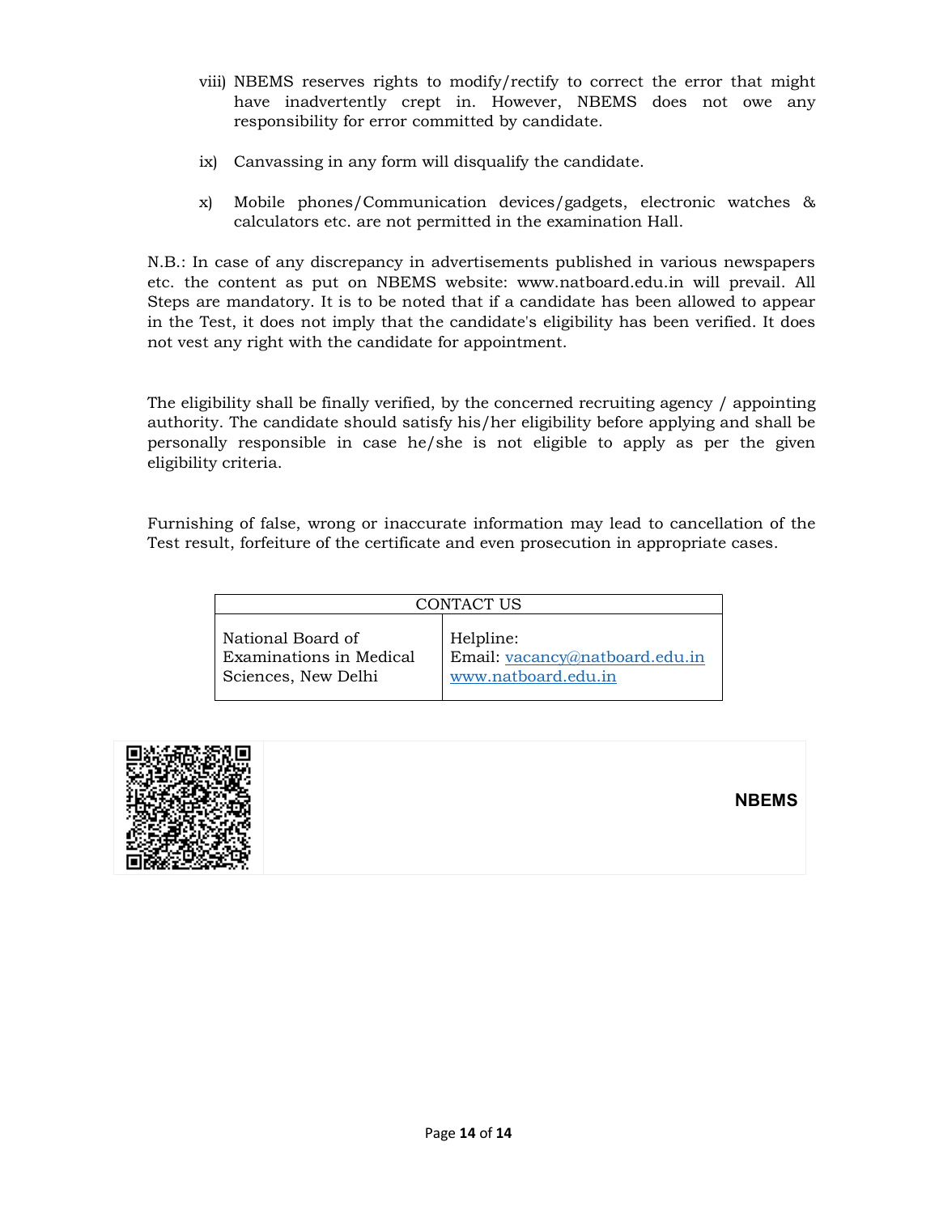viii) NBEMS reserves rights to modify/rectify to correct the error that might have inadvertently crept in. However, NBEMS does not owe any responsibility for error committed by candidate.

ix) Canvassing in any form will disqualify the candidate.

x) Mobile phones/Communication devices/gadgets, electronic watches & calculators etc. are not permitted in the examination Hall.

N.B.: In case of any discrepancy in advertisements published in various newspapers etc. the content as put on NBEMS website: www.natboard.edu.in will prevail. All Steps are mandatory. It is to be noted that if a candidate has been allowed to appear in the Test, it does not imply that the candidate's eligibility has been verified. It does not vest any right with the candidate for appointment.

The eligibility shall be finally verified, by the concerned recruiting agency / appointing authority. The candidate should satisfy his/her eligibility before applying and shall be personally responsible in case he/she is not eligible to apply as per the given eligibility criteria.

Furnishing of false, wrong or inaccurate information may lead to cancellation of the Test result, forfeiture of the certificate and even prosecution in appropriate cases.

| CONTACT US | |
|---|---|
| National Board of Examinations in Medical Sciences, New Delhi | Helpline:<br>Email: vacancy@natboard.edu.in<br>www.natboard.edu.in |

**NBEMS**